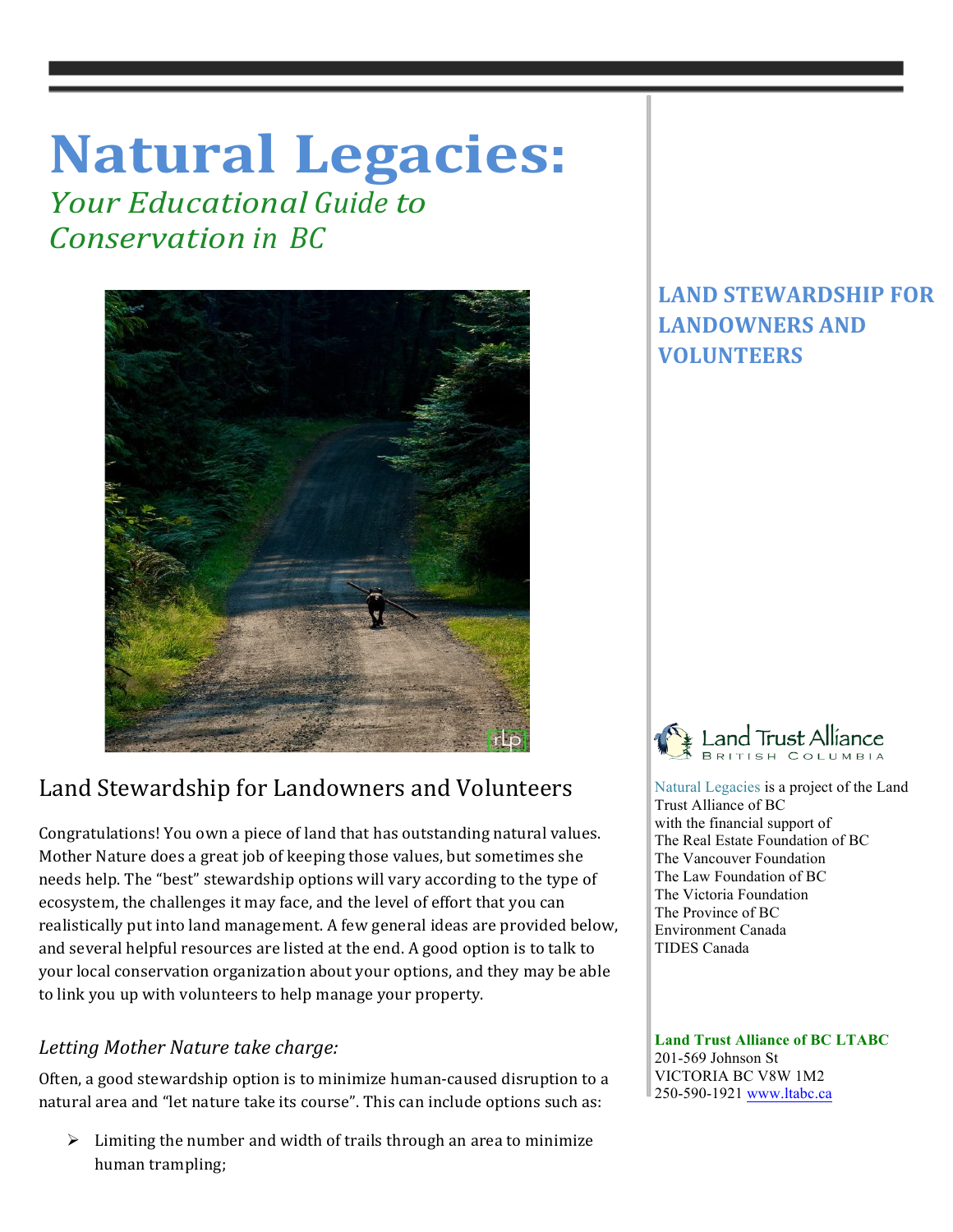# Natural Legacies:

*Your Educational Guide to Conservation in BC*

## LAND STEWARDSHIP FOR LANDOWNERS AND VOLUNTEERS

## Land Stewardship for Landowners and Volunteers

Congratulations! You own a piece of land that has outstanding natural values. Mother Nature does a great job of keeping those values, but sometimes she needs help. The "best" stewardship options will vary according to the type of ecosystem, the challenges it may face, and the level of effort that you can realistically put into land management. A few general ideas are provided below, and several helpful resources are listed at the end. A good option is to talk to your local conservation organization about your options, and they may be able to link you up with volunteers to help manage your property.

### *Letting Mother Nature take charge:*

Often, a good stewardship option is to minimize human-caused disruption to a natural area and "let nature take its course". This can include options such as:

- Limiting the number and width of trails through an area to minimize human trampling;

Land Trust Alliance British Columbia

Natural Legacies is a project of the Land Trust Alliance of BC with the financial support of
The Real Estate Foundation of BC
The Vancouver Foundation
The Law Foundation of BC
The Victoria Foundation
The Province of BC
Environment Canada
TIDES Canada

**Land Trust Alliance of BC LTABC**
201-569 Johnson St
VICTORIA BC V8W 1M2
250-590-1921 www.ltabc.ca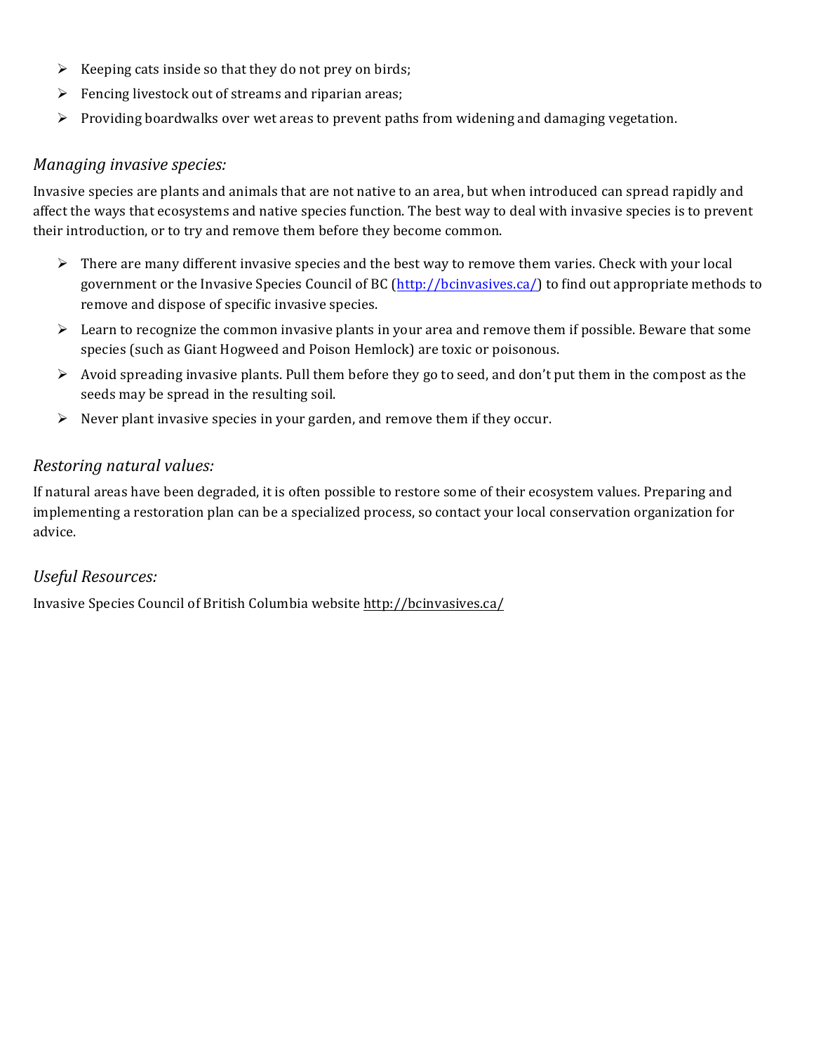- Keeping cats inside so that they do not prey on birds;
- Fencing livestock out of streams and riparian areas;
- Providing boardwalks over wet areas to prevent paths from widening and damaging vegetation.

### *Managing invasive species:*

Invasive species are plants and animals that are not native to an area, but when introduced can spread rapidly and affect the ways that ecosystems and native species function. The best way to deal with invasive species is to prevent their introduction, or to try and remove them before they become common.

- There are many different invasive species and the best way to remove them varies. Check with your local government or the Invasive Species Council of BC ([http://bcinvasives.ca/](http://bcinvasives.ca/)) to find out appropriate methods to remove and dispose of specific invasive species.
- Learn to recognize the common invasive plants in your area and remove them if possible. Beware that some species (such as Giant Hogweed and Poison Hemlock) are toxic or poisonous.
- Avoid spreading invasive plants. Pull them before they go to seed, and don't put them in the compost as the seeds may be spread in the resulting soil.
- Never plant invasive species in your garden, and remove them if they occur.

### *Restoring natural values:*

If natural areas have been degraded, it is often possible to restore some of their ecosystem values. Preparing and implementing a restoration plan can be a specialized process, so contact your local conservation organization for advice.

### *Useful Resources:*

Invasive Species Council of British Columbia website [http://bcinvasives.ca/](http://bcinvasives.ca/)